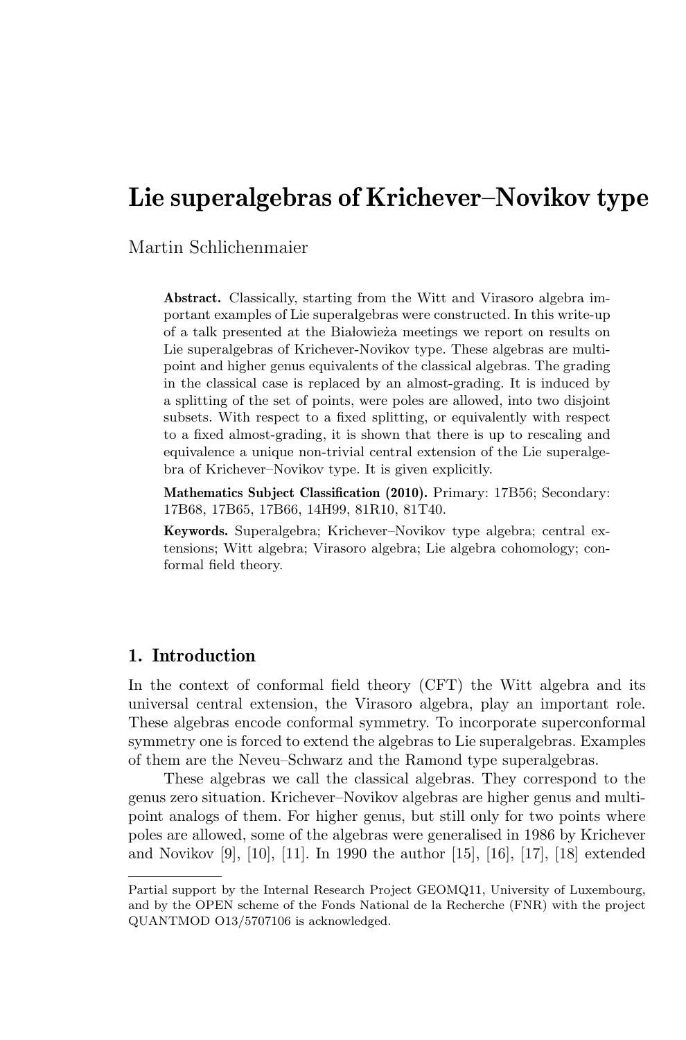# Lie superalgebras of Krichever–Novikov type

Martin Schlichenmaier

**Abstract.** Classically, starting from the Witt and Virasoro algebra important examples of Lie superalgebras were constructed. In this write-up of a talk presented at the Białowieża meetings we report on results on Lie superalgebras of Krichever-Novikov type. These algebras are multi-point and higher genus equivalents of the classical algebras. The grading in the classical case is replaced by an almost-grading. It is induced by a splitting of the set of points, were poles are allowed, into two disjoint subsets. With respect to a fixed splitting, or equivalently with respect to a fixed almost-grading, it is shown that there is up to rescaling and equivalence a unique non-trivial central extension of the Lie superalgebra of Krichever–Novikov type. It is given explicitly.

**Mathematics Subject Classification (2010).** Primary: 17B56; Secondary: 17B68, 17B65, 17B66, 14H99, 81R10, 81T40.

**Keywords.** Superalgebra; Krichever–Novikov type algebra; central extensions; Witt algebra; Virasoro algebra; Lie algebra cohomology; conformal field theory.

## 1. Introduction

In the context of conformal field theory (CFT) the Witt algebra and its universal central extension, the Virasoro algebra, play an important role. These algebras encode conformal symmetry. To incorporate superconformal symmetry one is forced to extend the algebras to Lie superalgebras. Examples of them are the Neveu–Schwarz and the Ramond type superalgebras.

These algebras we call the classical algebras. They correspond to the genus zero situation. Krichever–Novikov algebras are higher genus and multi-point analogs of them. For higher genus, but still only for two points where poles are allowed, some of the algebras were generalised in 1986 by Krichever and Novikov [9], [10], [11]. In 1990 the author [15], [16], [17], [18] extended

---

Partial support by the Internal Research Project GEOMQ11, University of Luxembourg, and by the OPEN scheme of the Fonds National de la Recherche (FNR) with the project QUANTMOD O13/5707106 is acknowledged.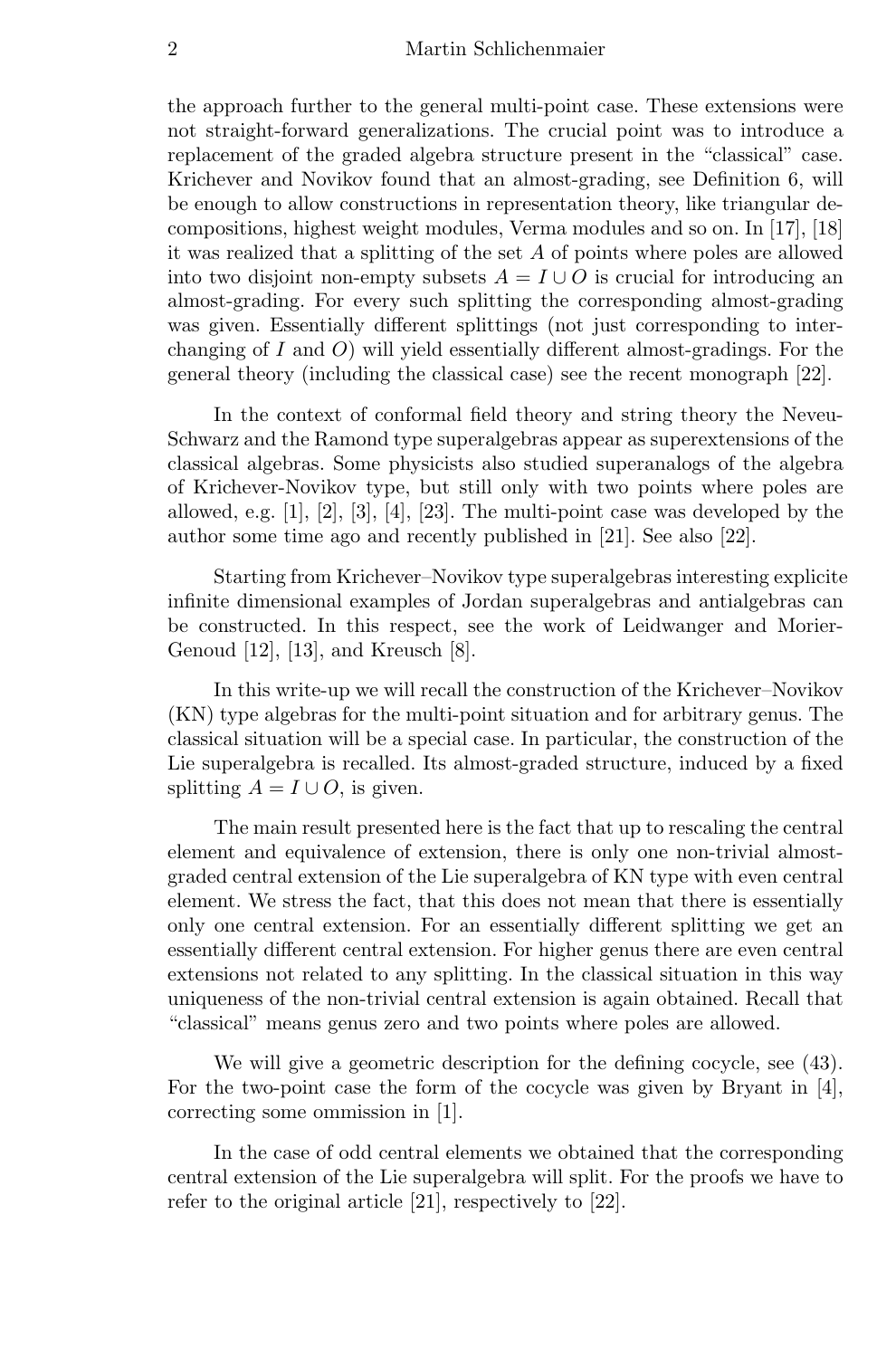the approach further to the general multi-point case. These extensions were not straight-forward generalizations. The crucial point was to introduce a replacement of the graded algebra structure present in the "classical" case. Krichever and Novikov found that an almost-grading, see Definition 6, will be enough to allow constructions in representation theory, like triangular decompositions, highest weight modules, Verma modules and so on. In [17], [18] it was realized that a splitting of the set $A$ of points where poles are allowed into two disjoint non-empty subsets $A = I \cup O$ is crucial for introducing an almost-grading. For every such splitting the corresponding almost-grading was given. Essentially different splittings (not just corresponding to interchanging of $I$ and $O$) will yield essentially different almost-gradings. For the general theory (including the classical case) see the recent monograph [22].

In the context of conformal field theory and string theory the Neveu-Schwarz and the Ramond type superalgebras appear as superextensions of the classical algebras. Some physicists also studied superanalogs of the algebra of Krichever-Novikov type, but still only with two points where poles are allowed, e.g. [1], [2], [3], [4], [23]. The multi-point case was developed by the author some time ago and recently published in [21]. See also [22].

Starting from Krichever–Novikov type superalgebras interesting explicite infinite dimensional examples of Jordan superalgebras and antialgebras can be constructed. In this respect, see the work of Leidwanger and Morier-Genoud [12], [13], and Kreusch [8].

In this write-up we will recall the construction of the Krichever–Novikov (KN) type algebras for the multi-point situation and for arbitrary genus. The classical situation will be a special case. In particular, the construction of the Lie superalgebra is recalled. Its almost-graded structure, induced by a fixed splitting $A = I \cup O$, is given.

The main result presented here is the fact that up to rescaling the central element and equivalence of extension, there is only one non-trivial almost-graded central extension of the Lie superalgebra of KN type with even central element. We stress the fact, that this does not mean that there is essentially only one central extension. For an essentially different splitting we get an essentially different central extension. For higher genus there are even central extensions not related to any splitting. In the classical situation in this way uniqueness of the non-trivial central extension is again obtained. Recall that "classical" means genus zero and two points where poles are allowed.

We will give a geometric description for the defining cocycle, see (43). For the two-point case the form of the cocycle was given by Bryant in [4], correcting some ommission in [1].

In the case of odd central elements we obtained that the corresponding central extension of the Lie superalgebra will split. For the proofs we have to refer to the original article [21], respectively to [22].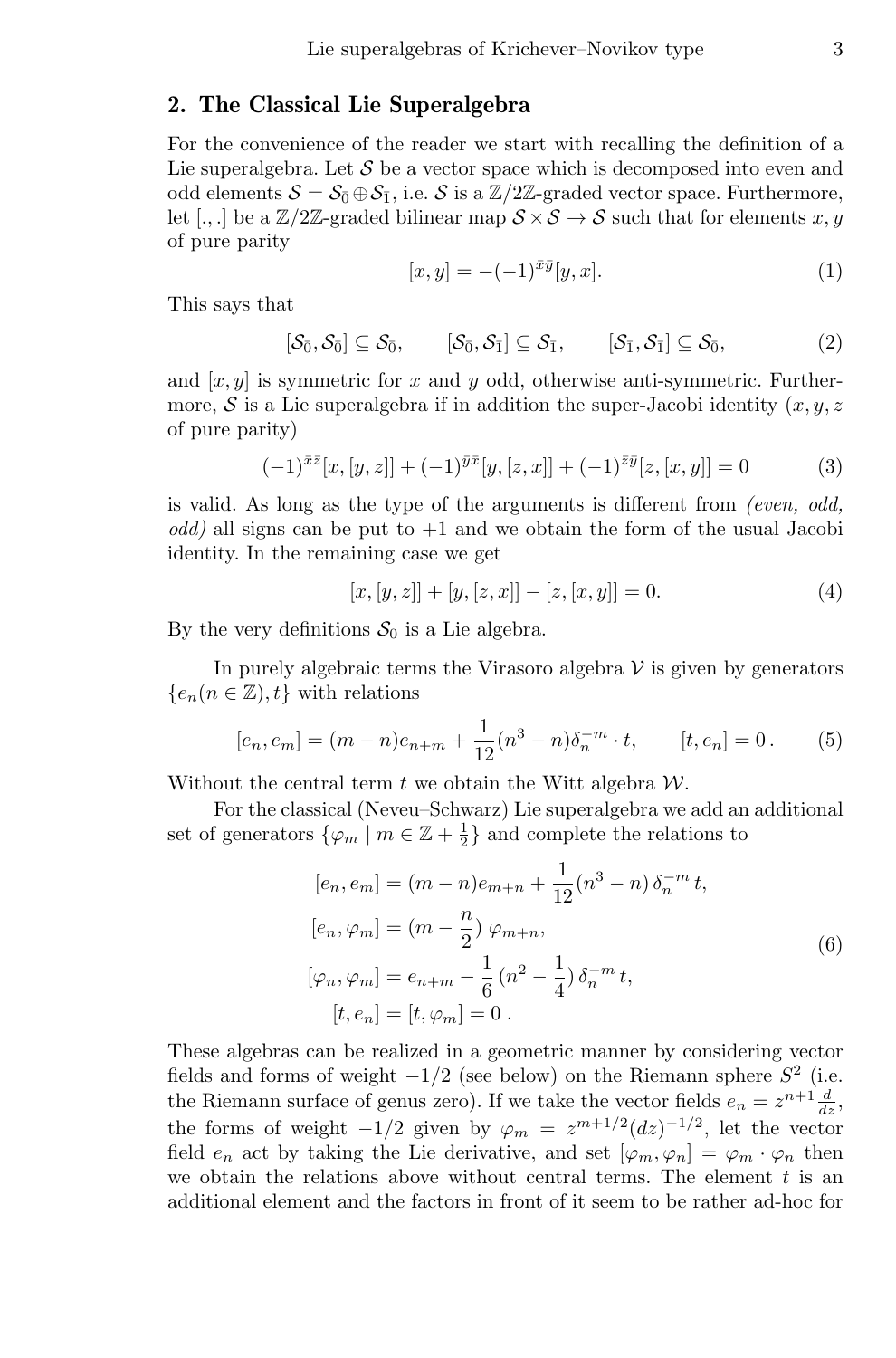## 2. The Classical Lie Superalgebra

For the convenience of the reader we start with recalling the definition of a Lie superalgebra. Let $\mathcal{S}$ be a vector space which is decomposed into even and odd elements $\mathcal{S} = \mathcal{S}_{\bar{0}} \oplus \mathcal{S}_{\bar{1}}$, i.e. $\mathcal{S}$ is a $\mathbb{Z}/2\mathbb{Z}$-graded vector space. Furthermore, let $[.,.]$ be a $\mathbb{Z}/2\mathbb{Z}$-graded bilinear map $\mathcal{S} \times \mathcal{S} \to \mathcal{S}$ such that for elements $x, y$ of pure parity

$$[x, y] = -(-1)^{\bar{x}\bar{y}}[y, x]. \tag{1}$$

This says that

$$[\mathcal{S}_{\bar{0}}, \mathcal{S}_{\bar{0}}] \subseteq \mathcal{S}_{\bar{0}}, \qquad [\mathcal{S}_{\bar{0}}, \mathcal{S}_{\bar{1}}] \subseteq \mathcal{S}_{\bar{1}}, \qquad [\mathcal{S}_{\bar{1}}, \mathcal{S}_{\bar{1}}] \subseteq \mathcal{S}_{\bar{0}}, \tag{2}$$

and $[x, y]$ is symmetric for $x$ and $y$ odd, otherwise anti-symmetric. Furthermore, $\mathcal{S}$ is a Lie superalgebra if in addition the super-Jacobi identity ($x, y, z$ of pure parity)

$$(-1)^{\bar{x}\bar{z}}[x, [y, z]] + (-1)^{\bar{y}\bar{x}}[y, [z, x]] + (-1)^{\bar{z}\bar{y}}[z, [x, y]] = 0 \tag{3}$$

is valid. As long as the type of the arguments is different from *(even, odd, odd)* all signs can be put to $+1$ and we obtain the form of the usual Jacobi identity. In the remaining case we get

$$[x, [y, z]] + [y, [z, x]] - [z, [x, y]] = 0. \tag{4}$$

By the very definitions $\mathcal{S}_0$ is a Lie algebra.

In purely algebraic terms the Virasoro algebra $\mathcal{V}$ is given by generators $\{e_n (n \in \mathbb{Z}), t\}$ with relations

$$[e_n, e_m] = (m - n)e_{n+m} + \frac{1}{12}(n^3 - n)\delta_n^{-m} \cdot t, \qquad [t, e_n] = 0\,. \tag{5}$$

Without the central term $t$ we obtain the Witt algebra $\mathcal{W}$.

For the classical (Neveu–Schwarz) Lie superalgebra we add an additional set of generators $\{\varphi_m \mid m \in \mathbb{Z} + \frac{1}{2}\}$ and complete the relations to

$$\begin{aligned}
[e_n, e_m] &= (m - n)e_{m+n} + \frac{1}{12}(n^3 - n)\,\delta_n^{-m}\, t, \\
[e_n, \varphi_m] &= (m - \frac{n}{2})\,\varphi_{m+n}, \\
[\varphi_n, \varphi_m] &= e_{n+m} - \frac{1}{6}\,(n^2 - \frac{1}{4})\,\delta_n^{-m}\, t, \\
[t, e_n] &= [t, \varphi_m] = 0\;.
\end{aligned} \tag{6}$$

These algebras can be realized in a geometric manner by considering vector fields and forms of weight $-1/2$ (see below) on the Riemann sphere $S^2$ (i.e. the Riemann surface of genus zero). If we take the vector fields $e_n = z^{n+1}\frac{d}{dz}$, the forms of weight $-1/2$ given by $\varphi_m = z^{m+1/2}(dz)^{-1/2}$, let the vector field $e_n$ act by taking the Lie derivative, and set $[\varphi_m, \varphi_n] = \varphi_m \cdot \varphi_n$ then we obtain the relations above without central terms. The element $t$ is an additional element and the factors in front of it seem to be rather ad-hoc for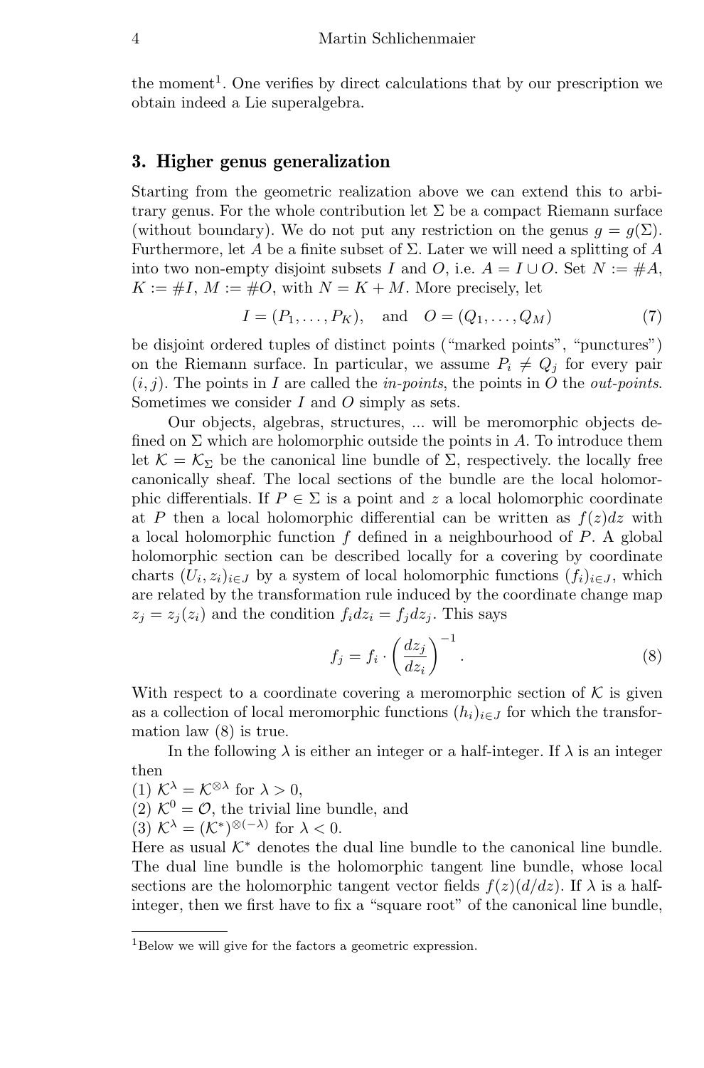the moment[1]. One verifies by direct calculations that by our prescription we obtain indeed a Lie superalgebra.

## 3. Higher genus generalization

Starting from the geometric realization above we can extend this to arbitrary genus. For the whole contribution let $\Sigma$ be a compact Riemann surface (without boundary). We do not put any restriction on the genus $g = g(\Sigma)$. Furthermore, let $A$ be a finite subset of $\Sigma$. Later we will need a splitting of $A$ into two non-empty disjoint subsets $I$ and $O$, i.e. $A = I \cup O$. Set $N := \#A$, $K := \#I$, $M := \#O$, with $N = K + M$. More precisely, let

$$I = (P_1, \ldots, P_K), \quad \text{and} \quad O = (Q_1, \ldots, Q_M) \tag{7}$$

be disjoint ordered tuples of distinct points ("marked points", "punctures") on the Riemann surface. In particular, we assume $P_i \neq Q_j$ for every pair $(i, j)$. The points in $I$ are called the *in-points*, the points in $O$ the *out-points*. Sometimes we consider $I$ and $O$ simply as sets.

Our objects, algebras, structures, ... will be meromorphic objects defined on $\Sigma$ which are holomorphic outside the points in $A$. To introduce them let $\mathcal{K} = \mathcal{K}_\Sigma$ be the canonical line bundle of $\Sigma$, respectively. the locally free canonically sheaf. The local sections of the bundle are the local holomorphic differentials. If $P \in \Sigma$ is a point and $z$ a local holomorphic coordinate at $P$ then a local holomorphic differential can be written as $f(z)dz$ with a local holomorphic function $f$ defined in a neighbourhood of $P$. A global holomorphic section can be described locally for a covering by coordinate charts $(U_i, z_i)_{i \in J}$ by a system of local holomorphic functions $(f_i)_{i \in J}$, which are related by the transformation rule induced by the coordinate change map $z_j = z_j(z_i)$ and the condition $f_i dz_i = f_j dz_j$. This says

$$f_j = f_i \cdot \left( \frac{dz_j}{dz_i} \right)^{-1}. \tag{8}$$

With respect to a coordinate covering a meromorphic section of $\mathcal{K}$ is given as a collection of local meromorphic functions $(h_i)_{i \in J}$ for which the transformation law (8) is true.

In the following $\lambda$ is either an integer or a half-integer. If $\lambda$ is an integer then
(1) $\mathcal{K}^\lambda = \mathcal{K}^{\otimes \lambda}$ for $\lambda > 0$,
(2) $\mathcal{K}^0 = \mathcal{O}$, the trivial line bundle, and
(3) $\mathcal{K}^\lambda = (\mathcal{K}^*)^{\otimes(-\lambda)}$ for $\lambda < 0$.
Here as usual $\mathcal{K}^*$ denotes the dual line bundle to the canonical line bundle. The dual line bundle is the holomorphic tangent line bundle, whose local sections are the holomorphic tangent vector fields $f(z)(d/dz)$. If $\lambda$ is a half-integer, then we first have to fix a "square root" of the canonical line bundle,

[1] Below we will give for the factors a geometric expression.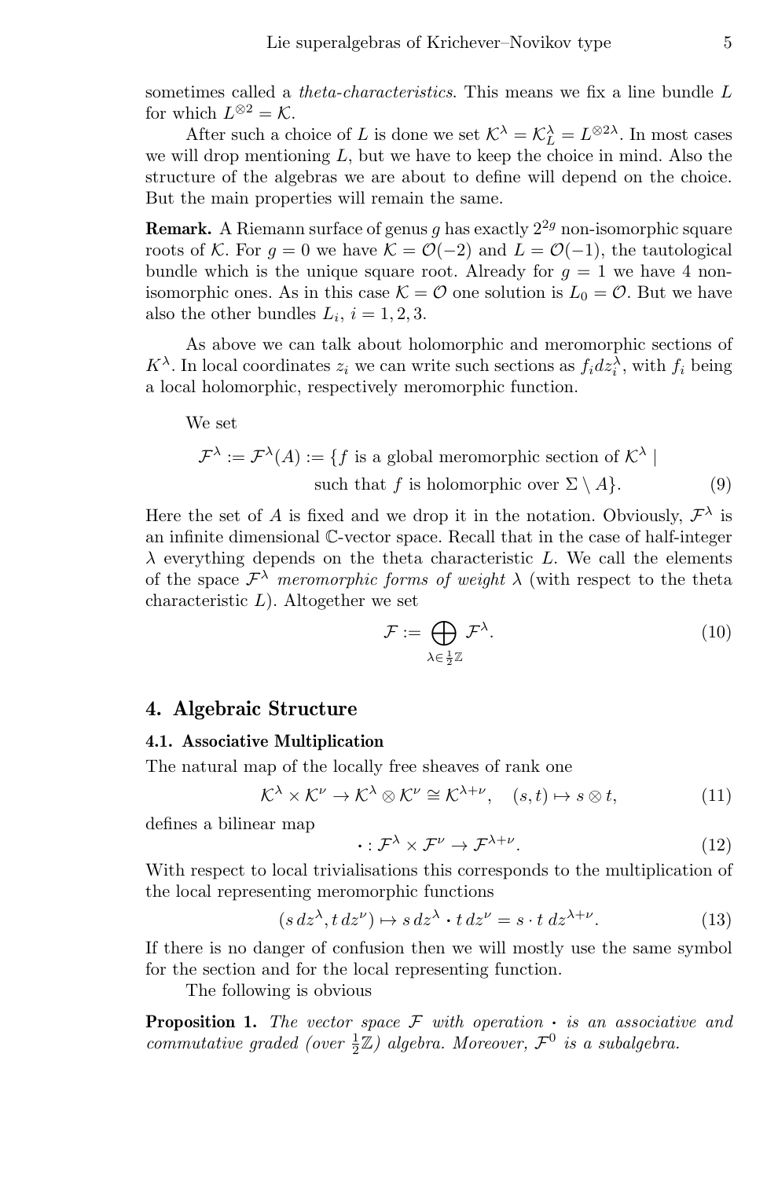sometimes called a *theta-characteristics*. This means we fix a line bundle $L$ for which $L^{\otimes 2} = \mathcal{K}$.

After such a choice of $L$ is done we set $\mathcal{K}^\lambda = \mathcal{K}^\lambda_L = L^{\otimes 2\lambda}$. In most cases we will drop mentioning $L$, but we have to keep the choice in mind. Also the structure of the algebras we are about to define will depend on the choice. But the main properties will remain the same.

**Remark.** A Riemann surface of genus $g$ has exactly $2^{2g}$ non-isomorphic square roots of $\mathcal{K}$. For $g = 0$ we have $\mathcal{K} = \mathcal{O}(-2)$ and $L = \mathcal{O}(-1)$, the tautological bundle which is the unique square root. Already for $g = 1$ we have 4 non-isomorphic ones. As in this case $\mathcal{K} = \mathcal{O}$ one solution is $L_0 = \mathcal{O}$. But we have also the other bundles $L_i$, $i = 1, 2, 3$.

As above we can talk about holomorphic and meromorphic sections of $K^\lambda$. In local coordinates $z_i$ we can write such sections as $f_i dz_i^\lambda$, with $f_i$ being a local holomorphic, respectively meromorphic function.

We set

$$\begin{aligned}\mathcal{F}^\lambda := \mathcal{F}^\lambda(A) := \{ f \text{ is a global meromorphic section of } \mathcal{K}^\lambda \mid \\ \text{such that } f \text{ is holomorphic over } \Sigma \setminus A\}.\end{aligned} \tag{9}$$

Here the set of $A$ is fixed and we drop it in the notation. Obviously, $\mathcal{F}^\lambda$ is an infinite dimensional $\mathbb{C}$-vector space. Recall that in the case of half-integer $\lambda$ everything depends on the theta characteristic $L$. We call the elements of the space $\mathcal{F}^\lambda$ *meromorphic forms of weight* $\lambda$ (with respect to the theta characteristic $L$). Altogether we set

$$\mathcal{F} := \bigoplus_{\lambda \in \frac{1}{2}\mathbb{Z}} \mathcal{F}^\lambda. \tag{10}$$

## 4. Algebraic Structure

### 4.1. Associative Multiplication

The natural map of the locally free sheaves of rank one

$$\mathcal{K}^\lambda \times \mathcal{K}^\nu \to \mathcal{K}^\lambda \otimes \mathcal{K}^\nu \cong \mathcal{K}^{\lambda+\nu}, \quad (s, t) \mapsto s \otimes t, \tag{11}$$

defines a bilinear map

$$\cdot : \mathcal{F}^\lambda \times \mathcal{F}^\nu \to \mathcal{F}^{\lambda+\nu}. \tag{12}$$

With respect to local trivialisations this corresponds to the multiplication of the local representing meromorphic functions

$$(s\, dz^\lambda, t\, dz^\nu) \mapsto s\, dz^\lambda \cdot t\, dz^\nu = s \cdot t\; dz^{\lambda+\nu}. \tag{13}$$

If there is no danger of confusion then we will mostly use the same symbol for the section and for the local representing function.

The following is obvious

**Proposition 1.** *The vector space $\mathcal{F}$ with operation $\cdot$ is an associative and commutative graded (over $\frac{1}{2}\mathbb{Z}$) algebra. Moreover, $\mathcal{F}^0$ is a subalgebra.*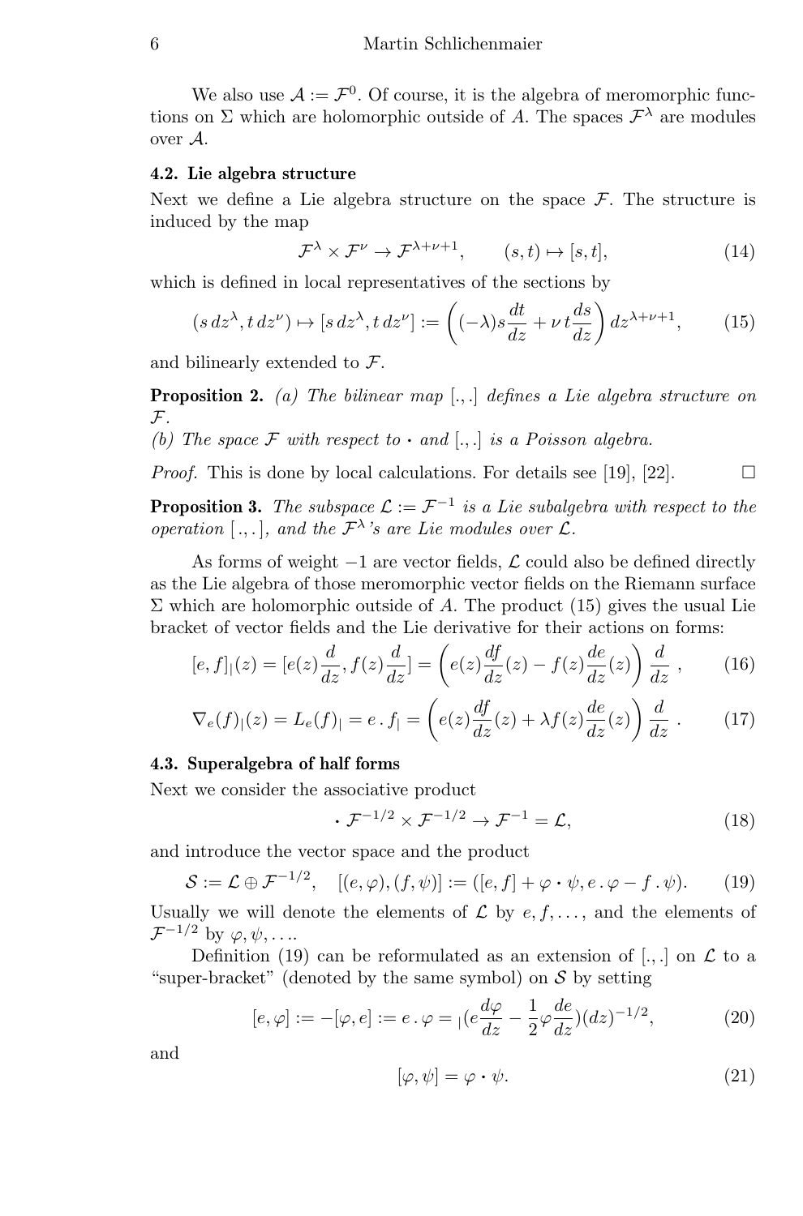We also use $\mathcal{A} := \mathcal{F}^0$. Of course, it is the algebra of meromorphic functions on $\Sigma$ which are holomorphic outside of $A$. The spaces $\mathcal{F}^\lambda$ are modules over $\mathcal{A}$.

### 4.2. Lie algebra structure

Next we define a Lie algebra structure on the space $\mathcal{F}$. The structure is induced by the map

$$\mathcal{F}^\lambda \times \mathcal{F}^\nu \to \mathcal{F}^{\lambda+\nu+1}, \qquad (s,t) \mapsto [s,t], \tag{14}$$

which is defined in local representatives of the sections by

$$(s\,dz^\lambda, t\,dz^\nu) \mapsto [s\,dz^\lambda, t\,dz^\nu] := \left((-\lambda)s\frac{dt}{dz} + \nu\, t\frac{ds}{dz}\right) dz^{\lambda+\nu+1}, \tag{15}$$

and bilinearly extended to $\mathcal{F}$.

**Proposition 2.** *(a) The bilinear map $[.,.]$ defines a Lie algebra structure on $\mathcal{F}$.*
*(b) The space $\mathcal{F}$ with respect to $\cdot$ and $[.,.]$ is a Poisson algebra.*

*Proof.* This is done by local calculations. For details see [19], [22]. $\square$

**Proposition 3.** *The subspace $\mathcal{L} := \mathcal{F}^{-1}$ is a Lie subalgebra with respect to the operation $[.,.]$, and the $\mathcal{F}^\lambda$'s are Lie modules over $\mathcal{L}$.*

As forms of weight $-1$ are vector fields, $\mathcal{L}$ could also be defined directly as the Lie algebra of those meromorphic vector fields on the Riemann surface $\Sigma$ which are holomorphic outside of $A$. The product (15) gives the usual Lie bracket of vector fields and the Lie derivative for their actions on forms:

$$[e,f]_|(z) = [e(z)\frac{d}{dz}, f(z)\frac{d}{dz}] = \left(e(z)\frac{df}{dz}(z) - f(z)\frac{de}{dz}(z)\right)\frac{d}{dz}\ , \tag{16}$$

$$\nabla_e(f)_|(z) = L_e(f)_| = e\,.\,f_| = \left(e(z)\frac{df}{dz}(z) + \lambda f(z)\frac{de}{dz}(z)\right)\frac{d}{dz}\ . \tag{17}$$

### 4.3. Superalgebra of half forms

Next we consider the associative product

$$\cdot\ \mathcal{F}^{-1/2} \times \mathcal{F}^{-1/2} \to \mathcal{F}^{-1} = \mathcal{L}, \tag{18}$$

and introduce the vector space and the product

$$\mathcal{S} := \mathcal{L} \oplus \mathcal{F}^{-1/2}, \quad [(e,\varphi),(f,\psi)] := ([e,f] + \varphi\cdot\psi, e\,.\,\varphi - f\,.\,\psi). \tag{19}$$

Usually we will denote the elements of $\mathcal{L}$ by $e, f, \ldots$, and the elements of $\mathcal{F}^{-1/2}$ by $\varphi, \psi, \ldots$.

Definition (19) can be reformulated as an extension of $[.,.]$ on $\mathcal{L}$ to a "super-bracket" (denoted by the same symbol) on $\mathcal{S}$ by setting

$$[e,\varphi] := -[\varphi, e] := e\,.\,\varphi =_| (e\frac{d\varphi}{dz} - \frac{1}{2}\varphi\frac{de}{dz})(dz)^{-1/2}, \tag{20}$$

and

$$[\varphi,\psi] = \varphi\cdot\psi. \tag{21}$$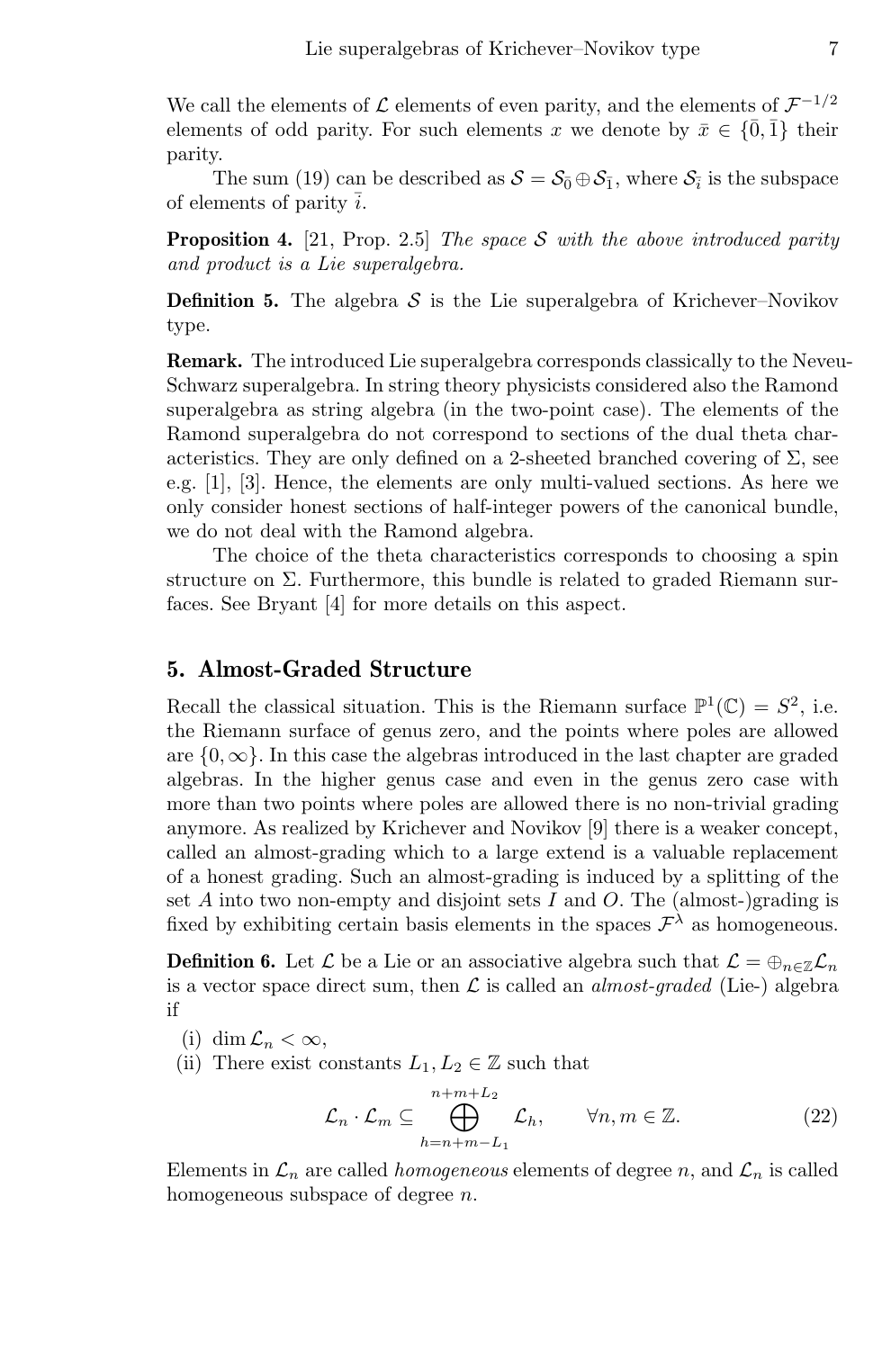We call the elements of $\mathcal{L}$ elements of even parity, and the elements of $\mathcal{F}^{-1/2}$ elements of odd parity. For such elements $x$ we denote by $\bar{x} \in \{\bar{0}, \bar{1}\}$ their parity.

The sum (19) can be described as $\mathcal{S} = \mathcal{S}_{\bar{0}} \oplus \mathcal{S}_{\bar{1}}$, where $\mathcal{S}_{\bar{i}}$ is the subspace of elements of parity $\bar{i}$.

**Proposition 4.** [21, Prop. 2.5] *The space $\mathcal{S}$ with the above introduced parity and product is a Lie superalgebra.*

**Definition 5.** The algebra $\mathcal{S}$ is the Lie superalgebra of Krichever–Novikov type.

**Remark.** The introduced Lie superalgebra corresponds classically to the Neveu-Schwarz superalgebra. In string theory physicists considered also the Ramond superalgebra as string algebra (in the two-point case). The elements of the Ramond superalgebra do not correspond to sections of the dual theta characteristics. They are only defined on a 2-sheeted branched covering of $\Sigma$, see e.g. [1], [3]. Hence, the elements are only multi-valued sections. As here we only consider honest sections of half-integer powers of the canonical bundle, we do not deal with the Ramond algebra.

The choice of the theta characteristics corresponds to choosing a spin structure on $\Sigma$. Furthermore, this bundle is related to graded Riemann surfaces. See Bryant [4] for more details on this aspect.

## 5. Almost-Graded Structure

Recall the classical situation. This is the Riemann surface $\mathbb{P}^1(\mathbb{C}) = S^2$, i.e. the Riemann surface of genus zero, and the points where poles are allowed are $\{0, \infty\}$. In this case the algebras introduced in the last chapter are graded algebras. In the higher genus case and even in the genus zero case with more than two points where poles are allowed there is no non-trivial grading anymore. As realized by Krichever and Novikov [9] there is a weaker concept, called an almost-grading which to a large extend is a valuable replacement of a honest grading. Such an almost-grading is induced by a splitting of the set $A$ into two non-empty and disjoint sets $I$ and $O$. The (almost-)grading is fixed by exhibiting certain basis elements in the spaces $\mathcal{F}^\lambda$ as homogeneous.

**Definition 6.** Let $\mathcal{L}$ be a Lie or an associative algebra such that $\mathcal{L} = \oplus_{n\in\mathbb{Z}}\mathcal{L}_n$ is a vector space direct sum, then $\mathcal{L}$ is called an *almost-graded* (Lie-) algebra if

(i) $\dim \mathcal{L}_n < \infty$,

(ii) There exist constants $L_1, L_2 \in \mathbb{Z}$ such that

$$\mathcal{L}_n \cdot \mathcal{L}_m \subseteq \bigoplus_{h=n+m-L_1}^{n+m+L_2} \mathcal{L}_h, \qquad \forall n, m \in \mathbb{Z}. \tag{22}$$

Elements in $\mathcal{L}_n$ are called *homogeneous* elements of degree $n$, and $\mathcal{L}_n$ is called homogeneous subspace of degree $n$.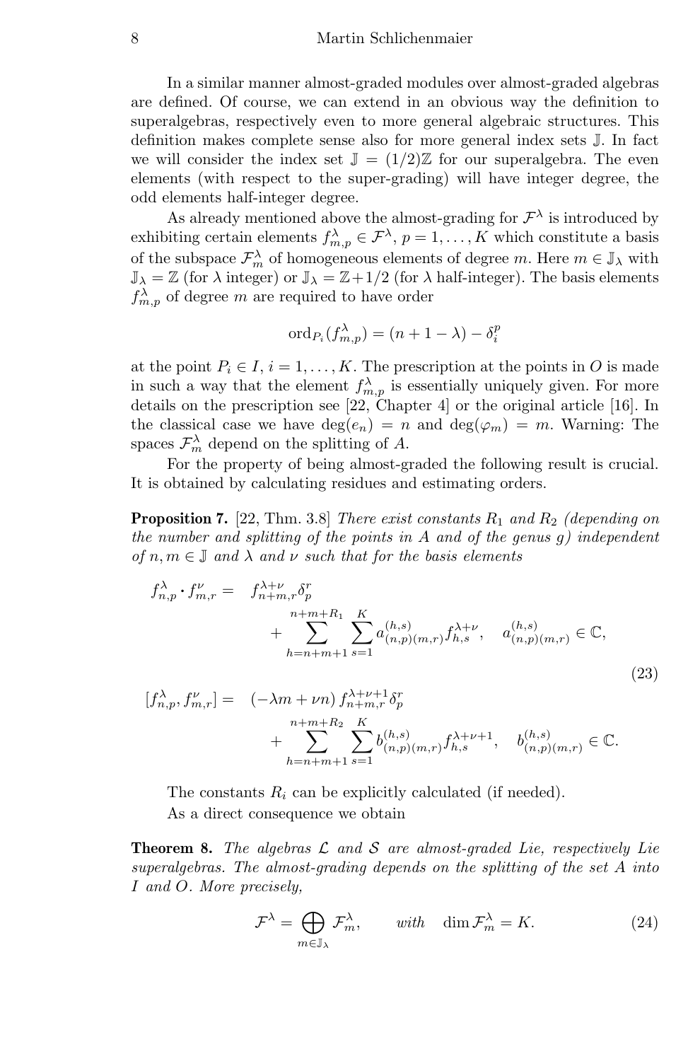In a similar manner almost-graded modules over almost-graded algebras are defined. Of course, we can extend in an obvious way the definition to superalgebras, respectively even to more general algebraic structures. This definition makes complete sense also for more general index sets $\mathbb{J}$. In fact we will consider the index set $\mathbb{J} = (1/2)\mathbb{Z}$ for our superalgebra. The even elements (with respect to the super-grading) will have integer degree, the odd elements half-integer degree.

As already mentioned above the almost-grading for $\mathcal{F}^\lambda$ is introduced by exhibiting certain elements $f^\lambda_{m,p} \in \mathcal{F}^\lambda$, $p = 1, \ldots, K$ which constitute a basis of the subspace $\mathcal{F}^\lambda_m$ of homogeneous elements of degree $m$. Here $m \in \mathbb{J}_\lambda$ with $\mathbb{J}_\lambda = \mathbb{Z}$ (for $\lambda$ integer) or $\mathbb{J}_\lambda = \mathbb{Z}+1/2$ (for $\lambda$ half-integer). The basis elements $f^\lambda_{m,p}$ of degree $m$ are required to have order

$$\mathrm{ord}_{P_i}(f^\lambda_{m,p}) = (n + 1 - \lambda) - \delta^p_i$$

at the point $P_i \in I$, $i = 1, \ldots, K$. The prescription at the points in $O$ is made in such a way that the element $f^\lambda_{m,p}$ is essentially uniquely given. For more details on the prescription see [22, Chapter 4] or the original article [16]. In the classical case we have $\deg(e_n) = n$ and $\deg(\varphi_m) = m$. Warning: The spaces $\mathcal{F}^\lambda_m$ depend on the splitting of $A$.

For the property of being almost-graded the following result is crucial. It is obtained by calculating residues and estimating orders.

**Proposition 7.** [22, Thm. 3.8] *There exist constants $R_1$ and $R_2$ (depending on the number and splitting of the points in $A$ and of the genus $g$) independent of $n, m \in \mathbb{J}$ and $\lambda$ and $\nu$ such that for the basis elements*

$$\begin{aligned}
f^\lambda_{n,p} \cdot f^\nu_{m,r} = \quad & f^{\lambda+\nu}_{n+m,r}\delta^r_p \\
& + \sum_{h=n+m+1}^{n+m+R_1} \sum_{s=1}^{K} a^{(h,s)}_{(n,p)(m,r)} f^{\lambda+\nu}_{h,s}, \quad a^{(h,s)}_{(n,p)(m,r)} \in \mathbb{C}, \\
[f^\lambda_{n,p}, f^\nu_{m,r}] = \quad & (-\lambda m + \nu n)\, f^{\lambda+\nu+1}_{n+m,r}\delta^r_p \\
& + \sum_{h=n+m+1}^{n+m+R_2} \sum_{s=1}^{K} b^{(h,s)}_{(n,p)(m,r)} f^{\lambda+\nu+1}_{h,s}, \quad b^{(h,s)}_{(n,p)(m,r)} \in \mathbb{C}.
\end{aligned} \tag{23}$$

The constants $R_i$ can be explicitly calculated (if needed).

As a direct consequence we obtain

**Theorem 8.** *The algebras $\mathcal{L}$ and $\mathcal{S}$ are almost-graded Lie, respectively Lie superalgebras. The almost-grading depends on the splitting of the set $A$ into $I$ and $O$. More precisely,*

$$\mathcal{F}^\lambda = \bigoplus_{m \in \mathbb{J}_\lambda} \mathcal{F}^\lambda_m, \qquad \textit{with} \quad \dim \mathcal{F}^\lambda_m = K. \tag{24}$$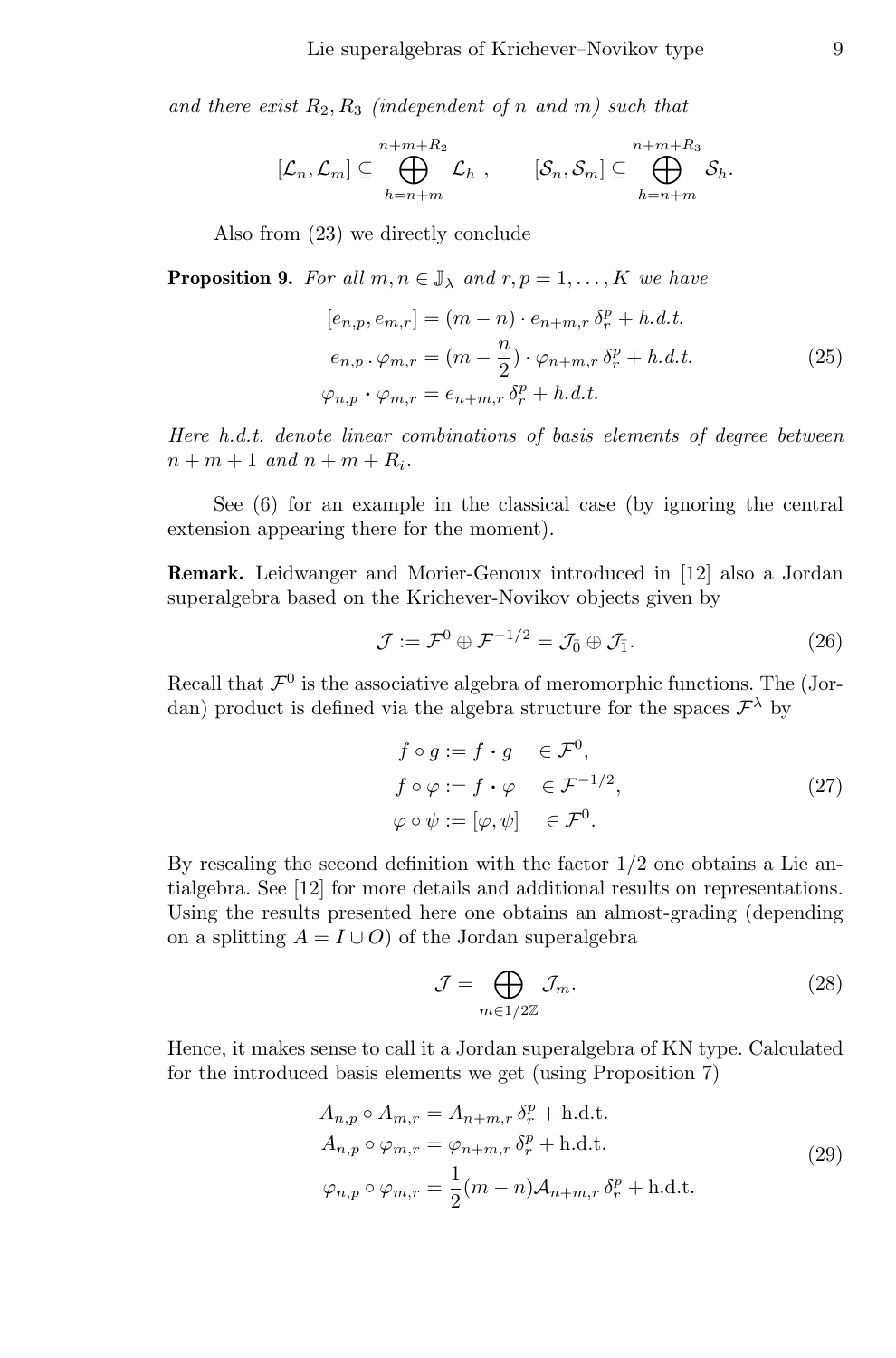*and there exist $R_2, R_3$ (independent of $n$ and $m$) such that*

$$[\mathcal{L}_n, \mathcal{L}_m] \subseteq \bigoplus_{h=n+m}^{n+m+R_2} \mathcal{L}_h \ , \qquad [\mathcal{S}_n, \mathcal{S}_m] \subseteq \bigoplus_{h=n+m}^{n+m+R_3} \mathcal{S}_h.$$

Also from (23) we directly conclude

**Proposition 9.** *For all $m, n \in \mathbb{J}_\lambda$ and $r, p = 1, \ldots, K$ we have*

$$\begin{aligned} [e_{n,p}, e_{m,r}] &= (m-n) \cdot e_{n+m,r}\, \delta_r^p + h.d.t. \\ e_{n,p} \cdot \varphi_{m,r} &= (m - \frac{n}{2}) \cdot \varphi_{n+m,r}\, \delta_r^p + h.d.t. \\ \varphi_{n,p} \cdot \varphi_{m,r} &= e_{n+m,r}\, \delta_r^p + h.d.t. \end{aligned} \tag{25}$$

*Here h.d.t. denote linear combinations of basis elements of degree between $n+m+1$ and $n+m+R_i$.*

See (6) for an example in the classical case (by ignoring the central extension appearing there for the moment).

**Remark.** Leidwanger and Morier-Genoux introduced in [12] also a Jordan superalgebra based on the Krichever-Novikov objects given by

$$\mathcal{J} := \mathcal{F}^0 \oplus \mathcal{F}^{-1/2} = \mathcal{J}_{\bar{0}} \oplus \mathcal{J}_{\bar{1}}. \tag{26}$$

Recall that $\mathcal{F}^0$ is the associative algebra of meromorphic functions. The (Jordan) product is defined via the algebra structure for the spaces $\mathcal{F}^\lambda$ by

$$\begin{aligned} f \circ g &:= f \cdot g \quad \in \mathcal{F}^0, \\ f \circ \varphi &:= f \cdot \varphi \quad \in \mathcal{F}^{-1/2}, \\ \varphi \circ \psi &:= [\varphi, \psi] \quad \in \mathcal{F}^0. \end{aligned} \tag{27}$$

By rescaling the second definition with the factor $1/2$ one obtains a Lie antialgebra. See [12] for more details and additional results on representations. Using the results presented here one obtains an almost-grading (depending on a splitting $A = I \cup O$) of the Jordan superalgebra

$$\mathcal{J} = \bigoplus_{m \in 1/2\mathbb{Z}} \mathcal{J}_m. \tag{28}$$

Hence, it makes sense to call it a Jordan superalgebra of KN type. Calculated for the introduced basis elements we get (using Proposition 7)

$$\begin{aligned} A_{n,p} \circ A_{m,r} &= A_{n+m,r}\, \delta_r^p + \text{h.d.t.} \\ A_{n,p} \circ \varphi_{m,r} &= \varphi_{n+m,r}\, \delta_r^p + \text{h.d.t.} \\ \varphi_{n,p} \circ \varphi_{m,r} &= \frac{1}{2}(m-n)\mathcal{A}_{n+m,r}\, \delta_r^p + \text{h.d.t.} \end{aligned} \tag{29}$$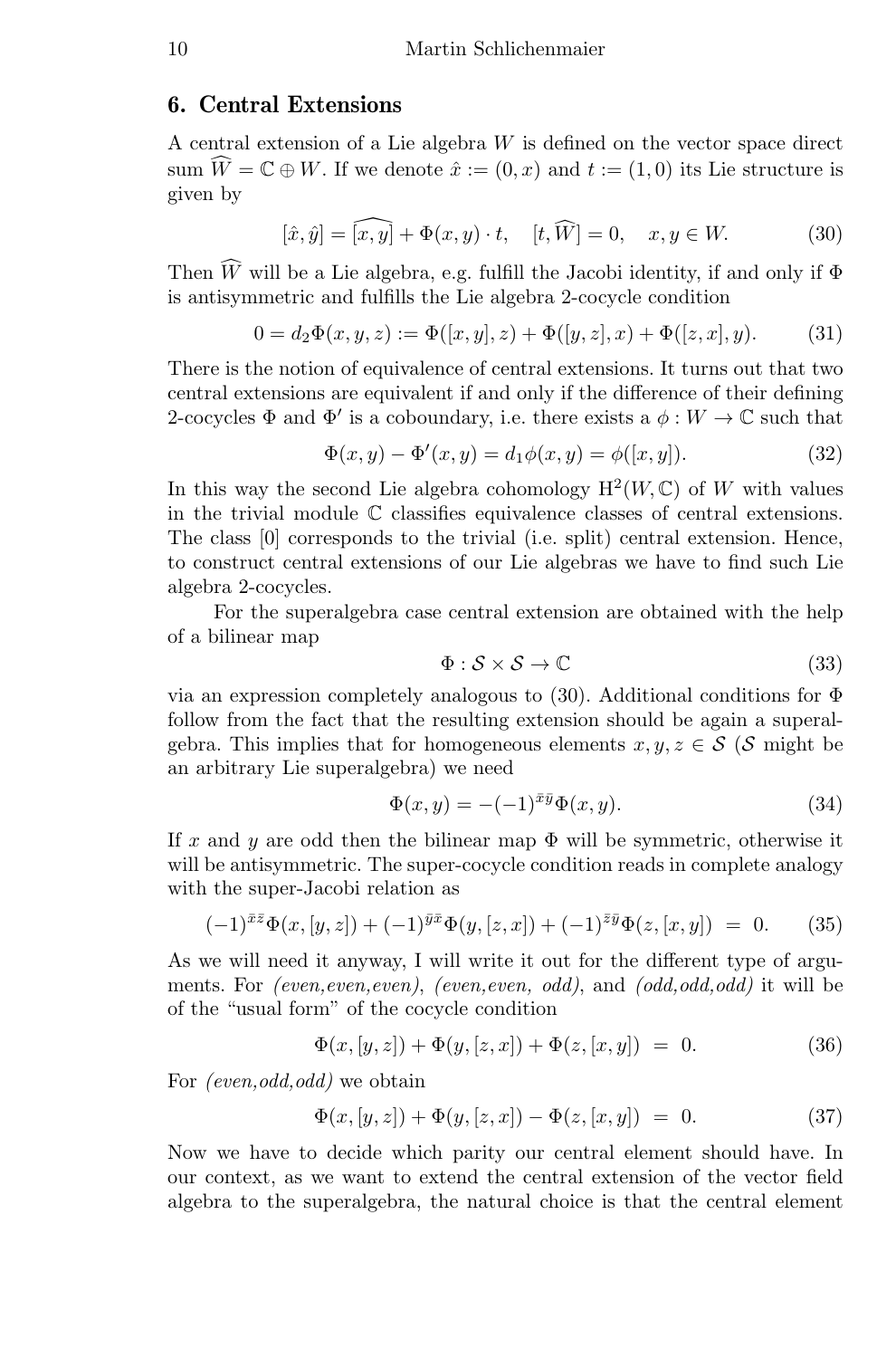## 6. Central Extensions

A central extension of a Lie algebra $W$ is defined on the vector space direct sum $\widehat{W} = \mathbb{C} \oplus W$. If we denote $\hat{x} := (0, x)$ and $t := (1, 0)$ its Lie structure is given by

$$[\hat{x}, \hat{y}] = \widehat{[x, y]} + \Phi(x, y) \cdot t, \quad [t, \widehat{W}] = 0, \quad x, y \in W. \tag{30}$$

Then $\widehat{W}$ will be a Lie algebra, e.g. fulfill the Jacobi identity, if and only if $\Phi$ is antisymmetric and fulfills the Lie algebra 2-cocycle condition

$$0 = d_2\Phi(x, y, z) := \Phi([x, y], z) + \Phi([y, z], x) + \Phi([z, x], y). \tag{31}$$

There is the notion of equivalence of central extensions. It turns out that two central extensions are equivalent if and only if the difference of their defining 2-cocycles $\Phi$ and $\Phi'$ is a coboundary, i.e. there exists a $\phi : W \to \mathbb{C}$ such that

$$\Phi(x, y) - \Phi'(x, y) = d_1\phi(x, y) = \phi([x, y]). \tag{32}$$

In this way the second Lie algebra cohomology $\mathrm{H}^2(W, \mathbb{C})$ of $W$ with values in the trivial module $\mathbb{C}$ classifies equivalence classes of central extensions. The class $[0]$ corresponds to the trivial (i.e. split) central extension. Hence, to construct central extensions of our Lie algebras we have to find such Lie algebra 2-cocycles.

For the superalgebra case central extension are obtained with the help of a bilinear map

$$\Phi : \mathcal{S} \times \mathcal{S} \to \mathbb{C} \tag{33}$$

via an expression completely analogous to (30). Additional conditions for $\Phi$ follow from the fact that the resulting extension should be again a superalgebra. This implies that for homogeneous elements $x, y, z \in \mathcal{S}$ ($\mathcal{S}$ might be an arbitrary Lie superalgebra) we need

$$\Phi(x, y) = -(-1)^{\bar{x}\bar{y}}\Phi(x, y). \tag{34}$$

If $x$ and $y$ are odd then the bilinear map $\Phi$ will be symmetric, otherwise it will be antisymmetric. The super-cocycle condition reads in complete analogy with the super-Jacobi relation as

$$(-1)^{\bar{x}\bar{z}}\Phi(x, [y, z]) + (-1)^{\bar{y}\bar{x}}\Phi(y, [z, x]) + (-1)^{\bar{z}\bar{y}}\Phi(z, [x, y]) \ = \ 0. \tag{35}$$

As we will need it anyway, I will write it out for the different type of arguments. For *(even,even,even)*, *(even,even, odd)*, and *(odd,odd,odd)* it will be of the "usual form" of the cocycle condition

$$\Phi(x, [y, z]) + \Phi(y, [z, x]) + \Phi(z, [x, y]) \ = \ 0. \tag{36}$$

For *(even,odd,odd)* we obtain

$$\Phi(x, [y, z]) + \Phi(y, [z, x]) - \Phi(z, [x, y]) \ = \ 0. \tag{37}$$

Now we have to decide which parity our central element should have. In our context, as we want to extend the central extension of the vector field algebra to the superalgebra, the natural choice is that the central element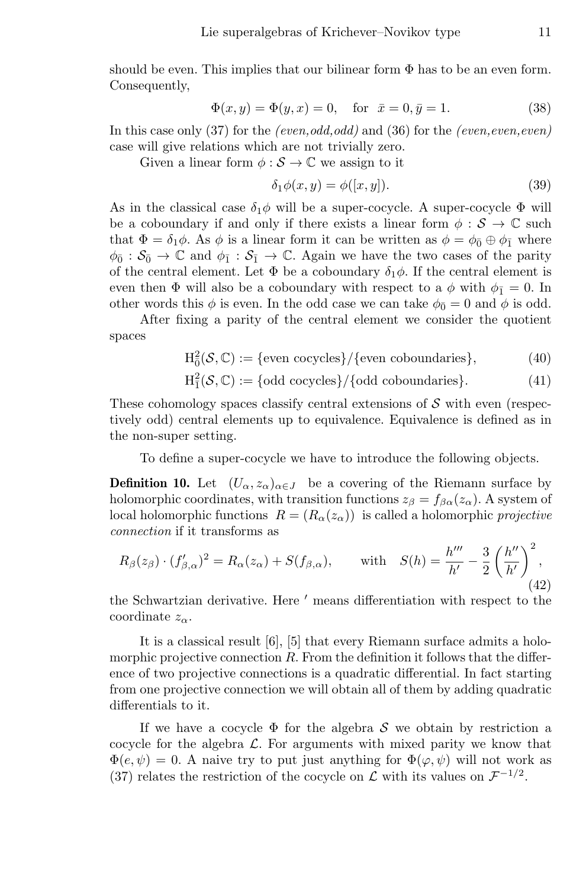should be even. This implies that our bilinear form $\Phi$ has to be an even form. Consequently,

$$\Phi(x, y) = \Phi(y, x) = 0, \quad \text{for } \bar{x} = 0, \bar{y} = 1. \tag{38}$$

In this case only (37) for the *(even,odd,odd)* and (36) for the *(even,even,even)* case will give relations which are not trivially zero.

Given a linear form $\phi : \mathcal{S} \to \mathbb{C}$ we assign to it

$$\delta_1 \phi(x, y) = \phi([x, y]). \tag{39}$$

As in the classical case $\delta_1 \phi$ will be a super-cocycle. A super-cocycle $\Phi$ will be a coboundary if and only if there exists a linear form $\phi : \mathcal{S} \to \mathbb{C}$ such that $\Phi = \delta_1 \phi$. As $\phi$ is a linear form it can be written as $\phi = \phi_{\bar{0}} \oplus \phi_{\bar{1}}$ where $\phi_{\bar{0}} : \mathcal{S}_{\bar{0}} \to \mathbb{C}$ and $\phi_{\bar{1}} : \mathcal{S}_{\bar{1}} \to \mathbb{C}$. Again we have the two cases of the parity of the central element. Let $\Phi$ be a coboundary $\delta_1 \phi$. If the central element is even then $\Phi$ will also be a coboundary with respect to a $\phi$ with $\phi_{\bar{1}} = 0$. In other words this $\phi$ is even. In the odd case we can take $\phi_{\bar{0}} = 0$ and $\phi$ is odd.

After fixing a parity of the central element we consider the quotient spaces

$$\mathrm{H}^2_{\bar{0}}(\mathcal{S}, \mathbb{C}) := \{\text{even cocycles}\}/\{\text{even coboundaries}\}, \tag{40}$$

$$\mathrm{H}^2_{\bar{1}}(\mathcal{S}, \mathbb{C}) := \{\text{odd cocycles}\}/\{\text{odd coboundaries}\}. \tag{41}$$

These cohomology spaces classify central extensions of $\mathcal{S}$ with even (respectively odd) central elements up to equivalence. Equivalence is defined as in the non-super setting.

To define a super-cocycle we have to introduce the following objects.

**Definition 10.** Let $(U_\alpha, z_\alpha)_{\alpha \in J}$ be a covering of the Riemann surface by holomorphic coordinates, with transition functions $z_\beta = f_{\beta\alpha}(z_\alpha)$. A system of local holomorphic functions $R = (R_\alpha(z_\alpha))$ is called a holomorphic *projective connection* if it transforms as

$$R_\beta(z_\beta) \cdot (f'_{\beta,\alpha})^2 = R_\alpha(z_\alpha) + S(f_{\beta,\alpha}), \qquad \text{with} \quad S(h) = \frac{h'''}{h'} - \frac{3}{2}\left(\frac{h''}{h'}\right)^2, \tag{42}$$

the Schwartzian derivative. Here $'$ means differentiation with respect to the coordinate $z_\alpha$.

It is a classical result [6], [5] that every Riemann surface admits a holomorphic projective connection $R$. From the definition it follows that the difference of two projective connections is a quadratic differential. In fact starting from one projective connection we will obtain all of them by adding quadratic differentials to it.

If we have a cocycle $\Phi$ for the algebra $\mathcal{S}$ we obtain by restriction a cocycle for the algebra $\mathcal{L}$. For arguments with mixed parity we know that $\Phi(e, \psi) = 0$. A naive try to put just anything for $\Phi(\varphi, \psi)$ will not work as (37) relates the restriction of the cocycle on $\mathcal{L}$ with its values on $\mathcal{F}^{-1/2}$.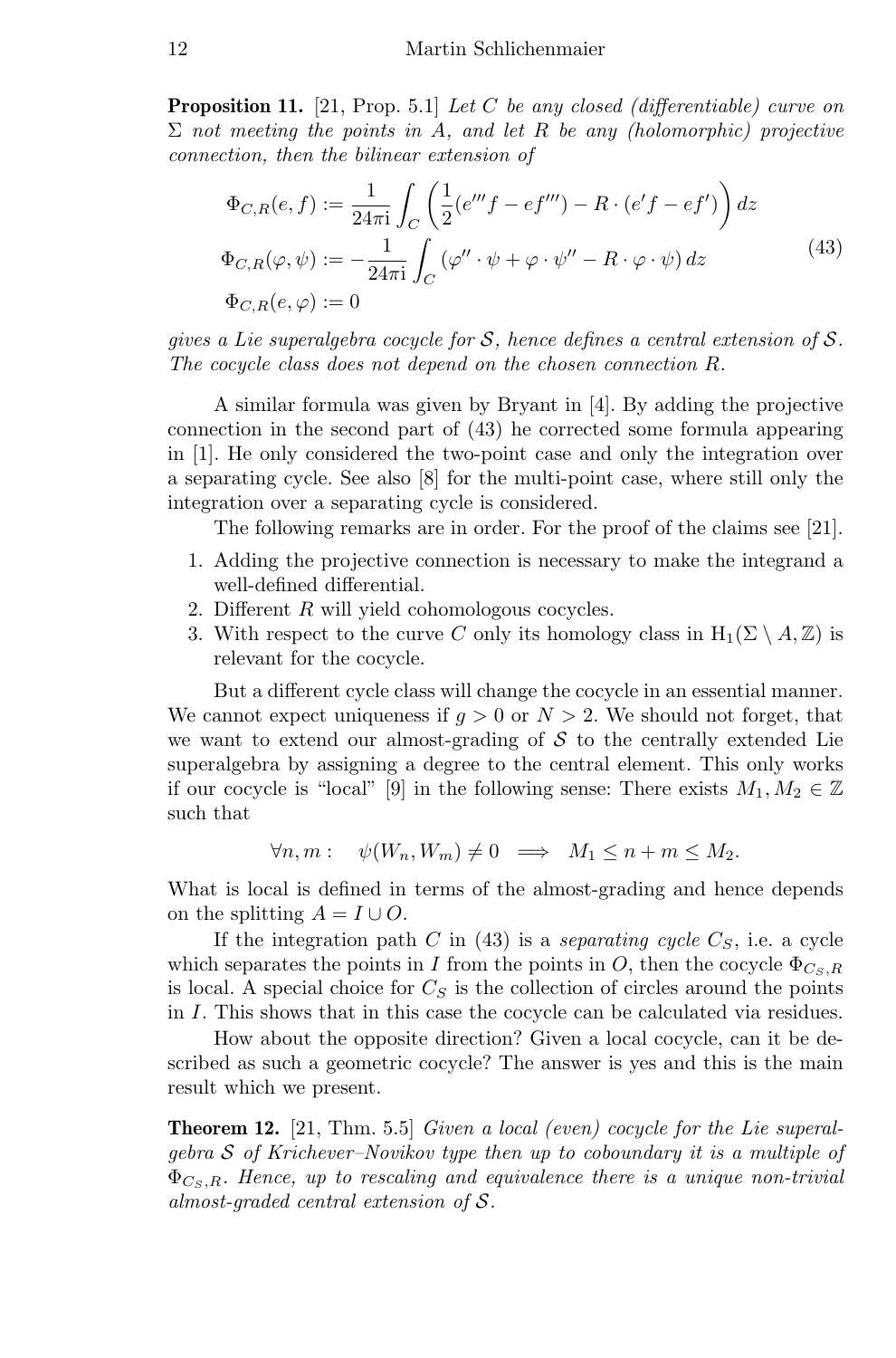**Proposition 11.** [21, Prop. 5.1] *Let $C$ be any closed (differentiable) curve on $\Sigma$ not meeting the points in $A$, and let $R$ be any (holomorphic) projective connection, then the bilinear extension of*

$$
\begin{aligned}
\Phi_{C,R}(e,f) &:= \frac{1}{24\pi \mathrm{i}} \int_C \left( \frac{1}{2}(e'''f - ef''') - R \cdot (e'f - ef') \right) dz \\
\Phi_{C,R}(\varphi,\psi) &:= -\frac{1}{24\pi \mathrm{i}} \int_C \left( \varphi'' \cdot \psi + \varphi \cdot \psi'' - R \cdot \varphi \cdot \psi \right) dz \\
\Phi_{C,R}(e,\varphi) &:= 0
\end{aligned}
\tag{43}
$$

*gives a Lie superalgebra cocycle for $\mathcal{S}$, hence defines a central extension of $\mathcal{S}$. The cocycle class does not depend on the chosen connection $R$.*

A similar formula was given by Bryant in [4]. By adding the projective connection in the second part of (43) he corrected some formula appearing in [1]. He only considered the two-point case and only the integration over a separating cycle. See also [8] for the multi-point case, where still only the integration over a separating cycle is considered.

The following remarks are in order. For the proof of the claims see [21].

1. Adding the projective connection is necessary to make the integrand a well-defined differential.
2. Different $R$ will yield cohomologous cocycles.
3. With respect to the curve $C$ only its homology class in $\mathrm{H}_1(\Sigma \setminus A, \mathbb{Z})$ is relevant for the cocycle.

But a different cycle class will change the cocycle in an essential manner. We cannot expect uniqueness if $g > 0$ or $N > 2$. We should not forget, that we want to extend our almost-grading of $\mathcal{S}$ to the centrally extended Lie superalgebra by assigning a degree to the central element. This only works if our cocycle is "local" [9] in the following sense: There exists $M_1, M_2 \in \mathbb{Z}$ such that

$$
\forall n, m : \quad \psi(W_n, W_m) \neq 0 \implies M_1 \leq n + m \leq M_2.
$$

What is local is defined in terms of the almost-grading and hence depends on the splitting $A = I \cup O$.

If the integration path $C$ in (43) is a *separating cycle* $C_S$, i.e. a cycle which separates the points in $I$ from the points in $O$, then the cocycle $\Phi_{C_S,R}$ is local. A special choice for $C_S$ is the collection of circles around the points in $I$. This shows that in this case the cocycle can be calculated via residues.

How about the opposite direction? Given a local cocycle, can it be described as such a geometric cocycle? The answer is yes and this is the main result which we present.

**Theorem 12.** [21, Thm. 5.5] *Given a local (even) cocycle for the Lie superalgebra $\mathcal{S}$ of Krichever–Novikov type then up to coboundary it is a multiple of $\Phi_{C_S,R}$. Hence, up to rescaling and equivalence there is a unique non-trivial almost-graded central extension of $\mathcal{S}$.*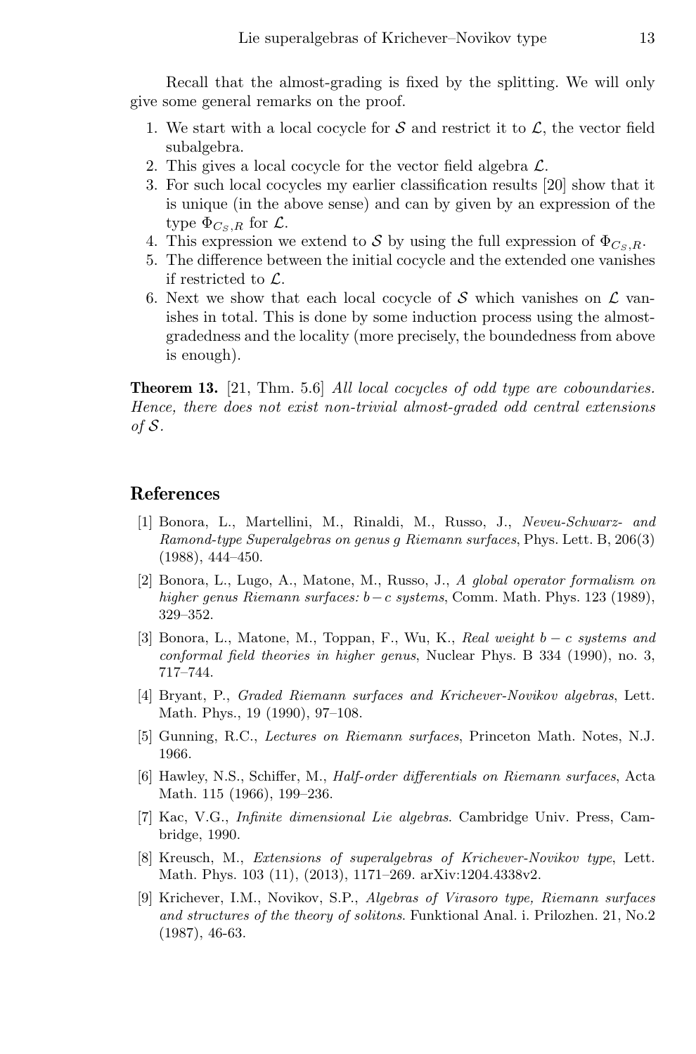Recall that the almost-grading is fixed by the splitting. We will only give some general remarks on the proof.

1. We start with a local cocycle for $\mathcal{S}$ and restrict it to $\mathcal{L}$, the vector field subalgebra.
2. This gives a local cocycle for the vector field algebra $\mathcal{L}$.
3. For such local cocycles my earlier classification results [20] show that it is unique (in the above sense) and can by given by an expression of the type $\Phi_{C_S,R}$ for $\mathcal{L}$.
4. This expression we extend to $\mathcal{S}$ by using the full expression of $\Phi_{C_S,R}$.
5. The difference between the initial cocycle and the extended one vanishes if restricted to $\mathcal{L}$.
6. Next we show that each local cocycle of $\mathcal{S}$ which vanishes on $\mathcal{L}$ vanishes in total. This is done by some induction process using the almost-gradedness and the locality (more precisely, the boundedness from above is enough).

**Theorem 13.** [21, Thm. 5.6] *All local cocycles of odd type are coboundaries. Hence, there does not exist non-trivial almost-graded odd central extensions of $\mathcal{S}$.*

## References

[1] Bonora, L., Martellini, M., Rinaldi, M., Russo, J., *Neveu-Schwarz- and Ramond-type Superalgebras on genus g Riemann surfaces*, Phys. Lett. B, 206(3) (1988), 444–450.

[2] Bonora, L., Lugo, A., Matone, M., Russo, J., *A global operator formalism on higher genus Riemann surfaces: $b-c$ systems*, Comm. Math. Phys. 123 (1989), 329–352.

[3] Bonora, L., Matone, M., Toppan, F., Wu, K., *Real weight $b-c$ systems and conformal field theories in higher genus*, Nuclear Phys. B 334 (1990), no. 3, 717–744.

[4] Bryant, P., *Graded Riemann surfaces and Krichever-Novikov algebras*, Lett. Math. Phys., 19 (1990), 97–108.

[5] Gunning, R.C., *Lectures on Riemann surfaces*, Princeton Math. Notes, N.J. 1966.

[6] Hawley, N.S., Schiffer, M., *Half-order differentials on Riemann surfaces*, Acta Math. 115 (1966), 199–236.

[7] Kac, V.G., *Infinite dimensional Lie algebras*. Cambridge Univ. Press, Cambridge, 1990.

[8] Kreusch, M., *Extensions of superalgebras of Krichever-Novikov type*, Lett. Math. Phys. 103 (11), (2013), 1171–269. arXiv:1204.4338v2.

[9] Krichever, I.M., Novikov, S.P., *Algebras of Virasoro type, Riemann surfaces and structures of the theory of solitons*. Funktional Anal. i. Prilozhen. 21, No.2 (1987), 46-63.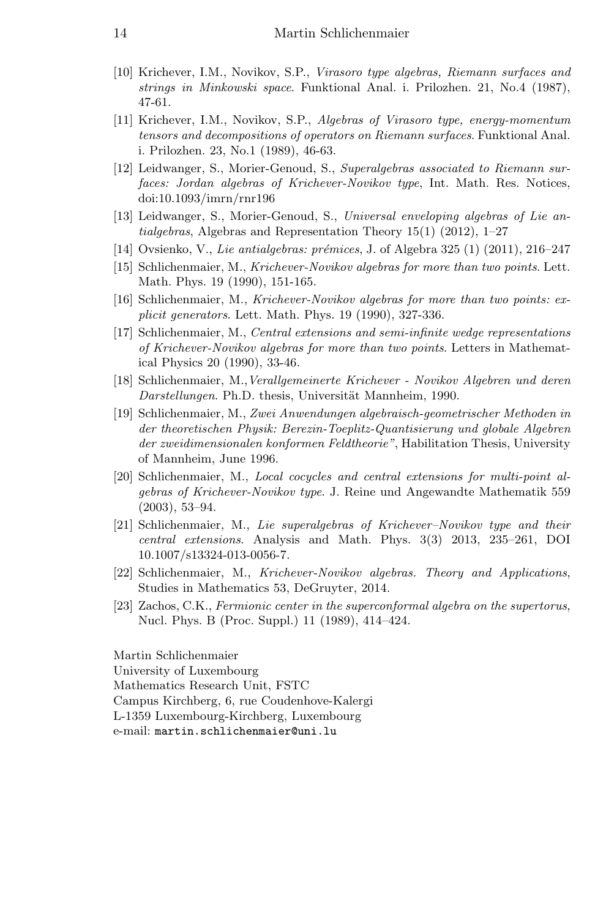[10] Krichever, I.M., Novikov, S.P., *Virasoro type algebras, Riemann surfaces and strings in Minkowski space*. Funktional Anal. i. Prilozhen. 21, No.4 (1987), 47-61.

[11] Krichever, I.M., Novikov, S.P., *Algebras of Virasoro type, energy-momentum tensors and decompositions of operators on Riemann surfaces*. Funktional Anal. i. Prilozhen. 23, No.1 (1989), 46-63.

[12] Leidwanger, S., Morier-Genoud, S., *Superalgebras associated to Riemann surfaces: Jordan algebras of Krichever-Novikov type*, Int. Math. Res. Notices, doi:10.1093/imrn/rnr196

[13] Leidwanger, S., Morier-Genoud, S., *Universal enveloping algebras of Lie antialgebras*, Algebras and Representation Theory 15(1) (2012), 1–27

[14] Ovsienko, V., *Lie antialgebras: prémices*, J. of Algebra 325 (1) (2011), 216–247

[15] Schlichenmaier, M., *Krichever-Novikov algebras for more than two points*. Lett. Math. Phys. 19 (1990), 151-165.

[16] Schlichenmaier, M., *Krichever-Novikov algebras for more than two points: explicit generators*. Lett. Math. Phys. 19 (1990), 327-336.

[17] Schlichenmaier, M., *Central extensions and semi-infinite wedge representations of Krichever-Novikov algebras for more than two points*. Letters in Mathematical Physics 20 (1990), 33-46.

[18] Schlichenmaier, M.,*Verallgemeinerte Krichever - Novikov Algebren und deren Darstellungen*. Ph.D. thesis, Universität Mannheim, 1990.

[19] Schlichenmaier, M., *Zwei Anwendungen algebraisch-geometrischer Methoden in der theoretischen Physik: Berezin-Toeplitz-Quantisierung und globale Algebren der zweidimensionalen konformen Feldtheorie"*, Habilitation Thesis, University of Mannheim, June 1996.

[20] Schlichenmaier, M., *Local cocycles and central extensions for multi-point algebras of Krichever-Novikov type*. J. Reine und Angewandte Mathematik 559 (2003), 53–94.

[21] Schlichenmaier, M., *Lie superalgebras of Krichever–Novikov type and their central extensions*. Analysis and Math. Phys. 3(3) 2013, 235–261, DOI 10.1007/s13324-013-0056-7.

[22] Schlichenmaier, M., *Krichever-Novikov algebras. Theory and Applications*, Studies in Mathematics 53, DeGruyter, 2014.

[23] Zachos, C.K., *Fermionic center in the superconformal algebra on the supertorus*, Nucl. Phys. B (Proc. Suppl.) 11 (1989), 414–424.

Martin Schlichenmaier
University of Luxembourg
Mathematics Research Unit, FSTC
Campus Kirchberg, 6, rue Coudenhove-Kalergi
L-1359 Luxembourg-Kirchberg, Luxembourg
e-mail: martin.schlichenmaier@uni.lu